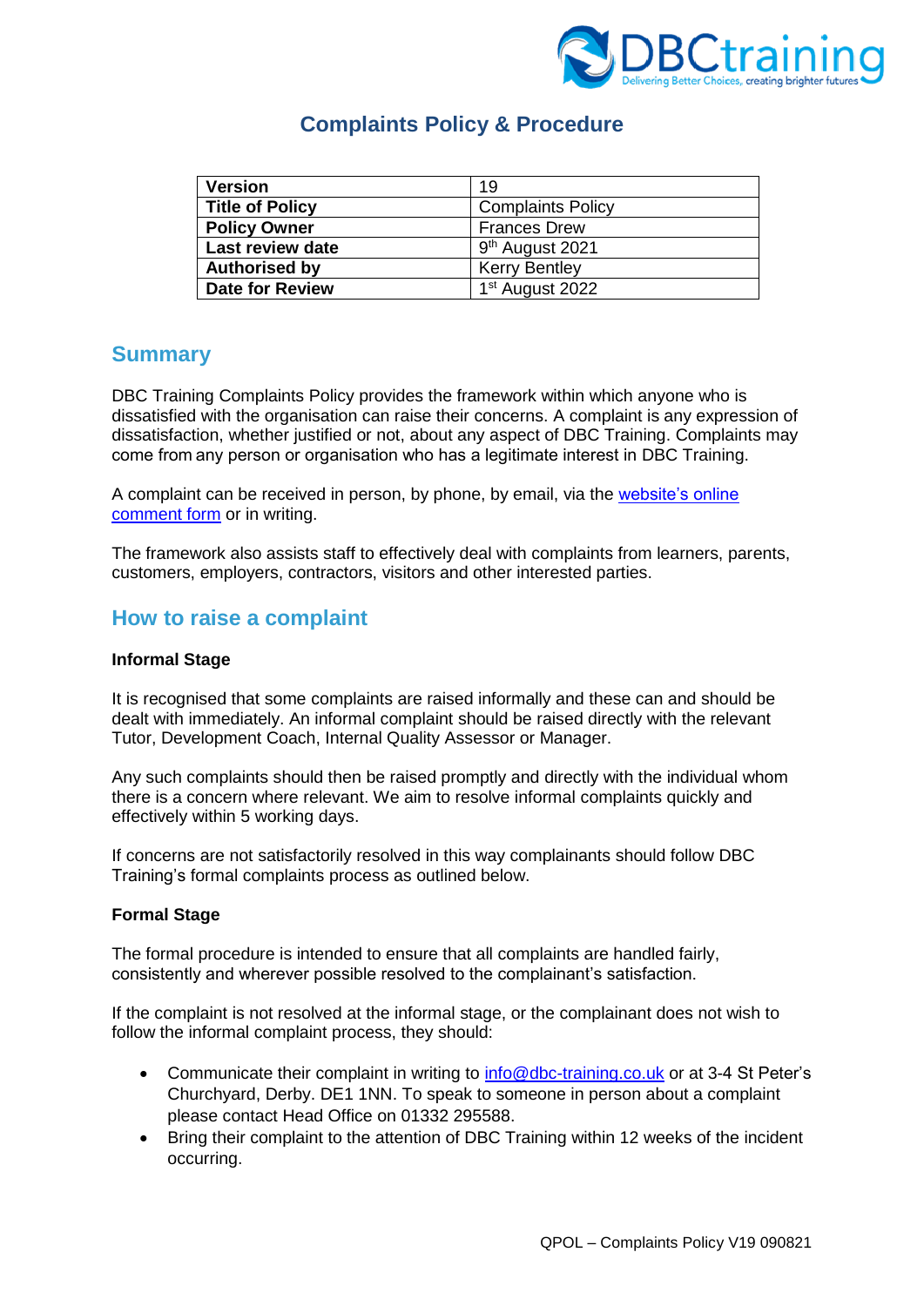# Complaints Policy & Procedure

| Version | 19 |
|---|---|
| Title of Policy | Complaints Policy |
| Policy Owner | Frances Drew |
| Last review date | 9th August 2021 |
| Authorised by | Kerry Bentley |
| Date for Review | 1st August 2022 |

## Summary

DBC Training Complaints Policy provides the framework within which anyone who is dissatisfied with the organisation can raise their concerns. A complaint is any expression of dissatisfaction, whether justified or not, about any aspect of DBC Training. Complaints may come from any person or organisation who has a legitimate interest in DBC Training.

A complaint can be received in person, by phone, by email, via the website's online comment form or in writing.

The framework also assists staff to effectively deal with complaints from learners, parents, customers, employers, contractors, visitors and other interested parties.

## How to raise a complaint

**Informal Stage**

It is recognised that some complaints are raised informally and these can and should be dealt with immediately. An informal complaint should be raised directly with the relevant Tutor, Development Coach, Internal Quality Assessor or Manager.

Any such complaints should then be raised promptly and directly with the individual whom there is a concern where relevant. We aim to resolve informal complaints quickly and effectively within 5 working days.

If concerns are not satisfactorily resolved in this way complainants should follow DBC Training's formal complaints process as outlined below.

**Formal Stage**

The formal procedure is intended to ensure that all complaints are handled fairly, consistently and wherever possible resolved to the complainant's satisfaction.

If the complaint is not resolved at the informal stage, or the complainant does not wish to follow the informal complaint process, they should:

- Communicate their complaint in writing to info@dbc-training.co.uk or at 3-4 St Peter's Churchyard, Derby. DE1 1NN. To speak to someone in person about a complaint please contact Head Office on 01332 295588.
- Bring their complaint to the attention of DBC Training within 12 weeks of the incident occurring.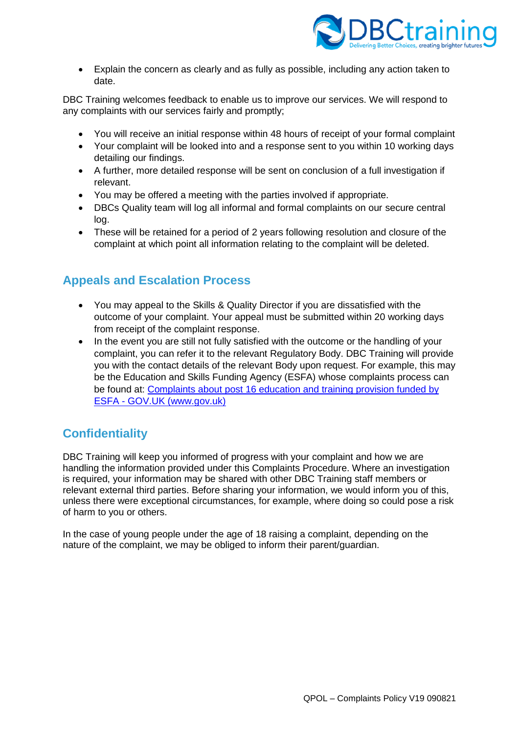- Explain the concern as clearly and as fully as possible, including any action taken to date.

DBC Training welcomes feedback to enable us to improve our services. We will respond to any complaints with our services fairly and promptly;

- You will receive an initial response within 48 hours of receipt of your formal complaint
- Your complaint will be looked into and a response sent to you within 10 working days detailing our findings.
- A further, more detailed response will be sent on conclusion of a full investigation if relevant.
- You may be offered a meeting with the parties involved if appropriate.
- DBCs Quality team will log all informal and formal complaints on our secure central log.
- These will be retained for a period of 2 years following resolution and closure of the complaint at which point all information relating to the complaint will be deleted.

## Appeals and Escalation Process

- You may appeal to the Skills & Quality Director if you are dissatisfied with the outcome of your complaint. Your appeal must be submitted within 20 working days from receipt of the complaint response.
- In the event you are still not fully satisfied with the outcome or the handling of your complaint, you can refer it to the relevant Regulatory Body. DBC Training will provide you with the contact details of the relevant Body upon request. For example, this may be the Education and Skills Funding Agency (ESFA) whose complaints process can be found at: Complaints about post 16 education and training provision funded by ESFA - GOV.UK (www.gov.uk)

## Confidentiality

DBC Training will keep you informed of progress with your complaint and how we are handling the information provided under this Complaints Procedure. Where an investigation is required, your information may be shared with other DBC Training staff members or relevant external third parties. Before sharing your information, we would inform you of this, unless there were exceptional circumstances, for example, where doing so could pose a risk of harm to you or others.

In the case of young people under the age of 18 raising a complaint, depending on the nature of the complaint, we may be obliged to inform their parent/guardian.